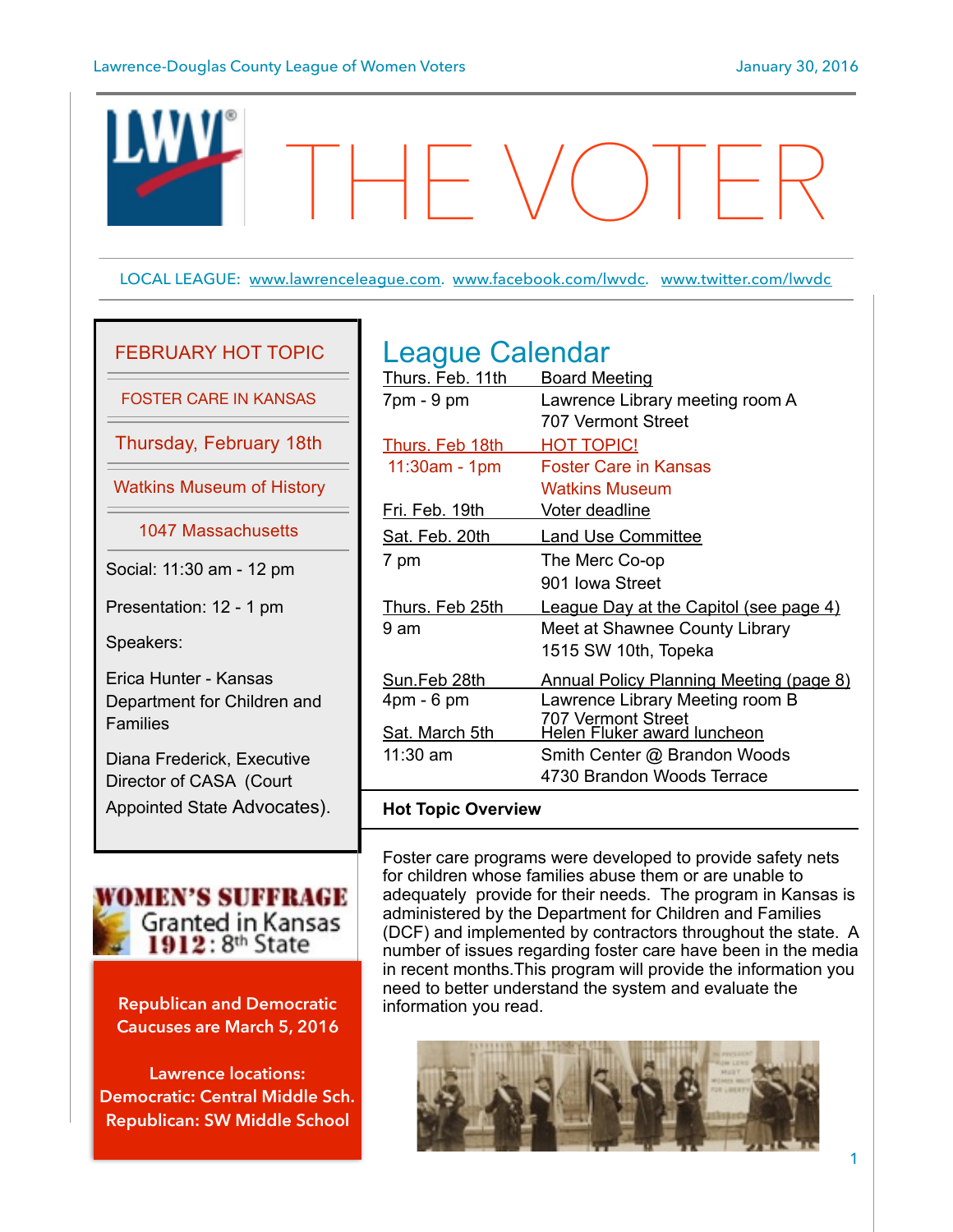Lawrence-Douglas County League of Women Voters

January 30, 2016

# THE VOTER

LOCAL LEAGUE: www.lawrenceleague.com. www.facebook.com/lwvdc. www.twitter.com/lwvdc

## FEBRUARY HOT TOPIC

FOSTER CARE IN KANSAS

Thursday, February 18th

Watkins Museum of History

1047 Massachusetts

Social: 11:30 am - 12 pm

Presentation: 12 - 1 pm

Speakers:

Erica Hunter - Kansas Department for Children and Families

Diana Frederick, Executive Director of CASA (Court Appointed State Advocates).

WOMEN'S SUFFRAGE Granted in Kansas 1912: 8th State

**Republican and Democratic Caucuses are March 5, 2016**

**Lawrence locations:**
**Democratic: Central Middle Sch.**
**Republican: SW Middle School**

## League Calendar

| | |
|---|---|
| Thurs. Feb. 11th | Board Meeting |
| 7pm - 9 pm | Lawrence Library meeting room A<br>707 Vermont Street |
| Thurs. Feb 18th | HOT TOPIC! |
| 11:30am - 1pm | Foster Care in Kansas<br>Watkins Museum |
| Fri. Feb. 19th | Voter deadline |
| Sat. Feb. 20th | Land Use Committee |
| 7 pm | The Merc Co-op<br>901 Iowa Street |
| Thurs. Feb 25th | League Day at the Capitol (see page 4) |
| 9 am | Meet at Shawnee County Library<br>1515 SW 10th, Topeka |
| Sun.Feb 28th | Annual Policy Planning Meeting (page 8) |
| 4pm - 6 pm | Lawrence Library Meeting room B<br>707 Vermont Street |
| Sat. March 5th | Helen Fluker award luncheon |
| 11:30 am | Smith Center @ Brandon Woods<br>4730 Brandon Woods Terrace |

### Hot Topic Overview

Foster care programs were developed to provide safety nets for children whose families abuse them or are unable to adequately provide for their needs. The program in Kansas is administered by the Department for Children and Families (DCF) and implemented by contractors throughout the state. A number of issues regarding foster care have been in the media in recent months.This program will provide the information you need to better understand the system and evaluate the information you read.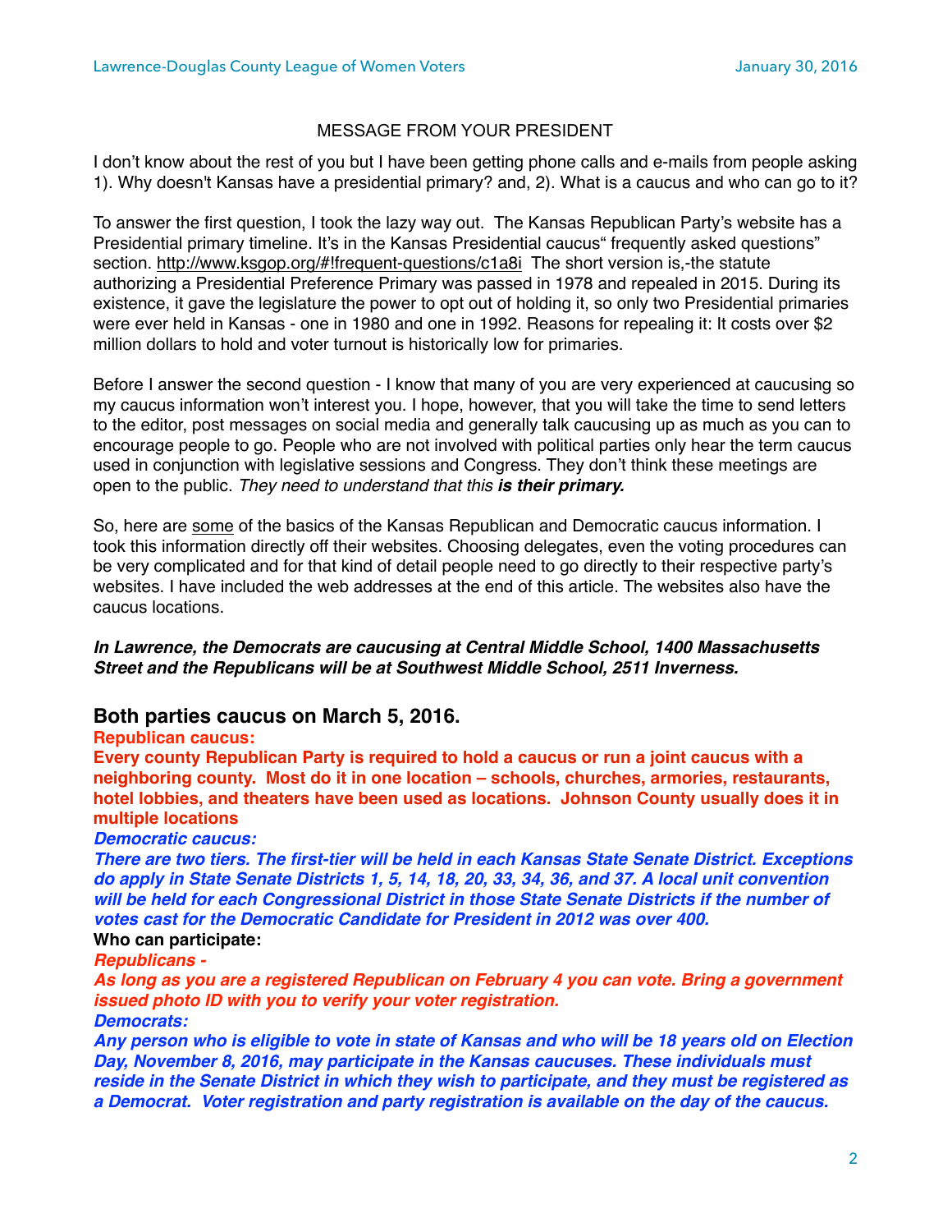## MESSAGE FROM YOUR PRESIDENT

I don't know about the rest of you but I have been getting phone calls and e-mails from people asking 1). Why doesn't Kansas have a presidential primary? and, 2). What is a caucus and who can go to it?

To answer the first question, I took the lazy way out. The Kansas Republican Party's website has a Presidential primary timeline. It's in the Kansas Presidential caucus" frequently asked questions" section. http://www.ksgop.org/#!frequent-questions/c1a8i The short version is,-the statute authorizing a Presidential Preference Primary was passed in 1978 and repealed in 2015. During its existence, it gave the legislature the power to opt out of holding it, so only two Presidential primaries were ever held in Kansas - one in 1980 and one in 1992. Reasons for repealing it: It costs over $2 million dollars to hold and voter turnout is historically low for primaries.

Before I answer the second question - I know that many of you are very experienced at caucusing so my caucus information won't interest you. I hope, however, that you will take the time to send letters to the editor, post messages on social media and generally talk caucusing up as much as you can to encourage people to go. People who are not involved with political parties only hear the term caucus used in conjunction with legislative sessions and Congress. They don't think these meetings are open to the public. *They need to understand that this* ***is their primary.***

So, here are <u>some</u> of the basics of the Kansas Republican and Democratic caucus information. I took this information directly off their websites. Choosing delegates, even the voting procedures can be very complicated and for that kind of detail people need to go directly to their respective party's websites. I have included the web addresses at the end of this article. The websites also have the caucus locations.

***In Lawrence, the Democrats are caucusing at Central Middle School, 1400 Massachusetts Street and the Republicans will be at Southwest Middle School, 2511 Inverness.***

### Both parties caucus on March 5, 2016.

**Republican caucus:**

**Every county Republican Party is required to hold a caucus or run a joint caucus with a neighboring county. Most do it in one location – schools, churches, armories, restaurants, hotel lobbies, and theaters have been used as locations. Johnson County usually does it in multiple locations**

***Democratic caucus:***

***There are two tiers. The first-tier will be held in each Kansas State Senate District. Exceptions do apply in State Senate Districts 1, 5, 14, 18, 20, 33, 34, 36, and 37. A local unit convention will be held for each Congressional District in those State Senate Districts if the number of votes cast for the Democratic Candidate for President in 2012 was over 400.***

**Who can participate:**

***Republicans -***

***As long as you are a registered Republican on February 4 you can vote. Bring a government issued photo ID with you to verify your voter registration.***

***Democrats:***

***Any person who is eligible to vote in state of Kansas and who will be 18 years old on Election Day, November 8, 2016, may participate in the Kansas caucuses. These individuals must reside in the Senate District in which they wish to participate, and they must be registered as a Democrat. Voter registration and party registration is available on the day of the caucus.***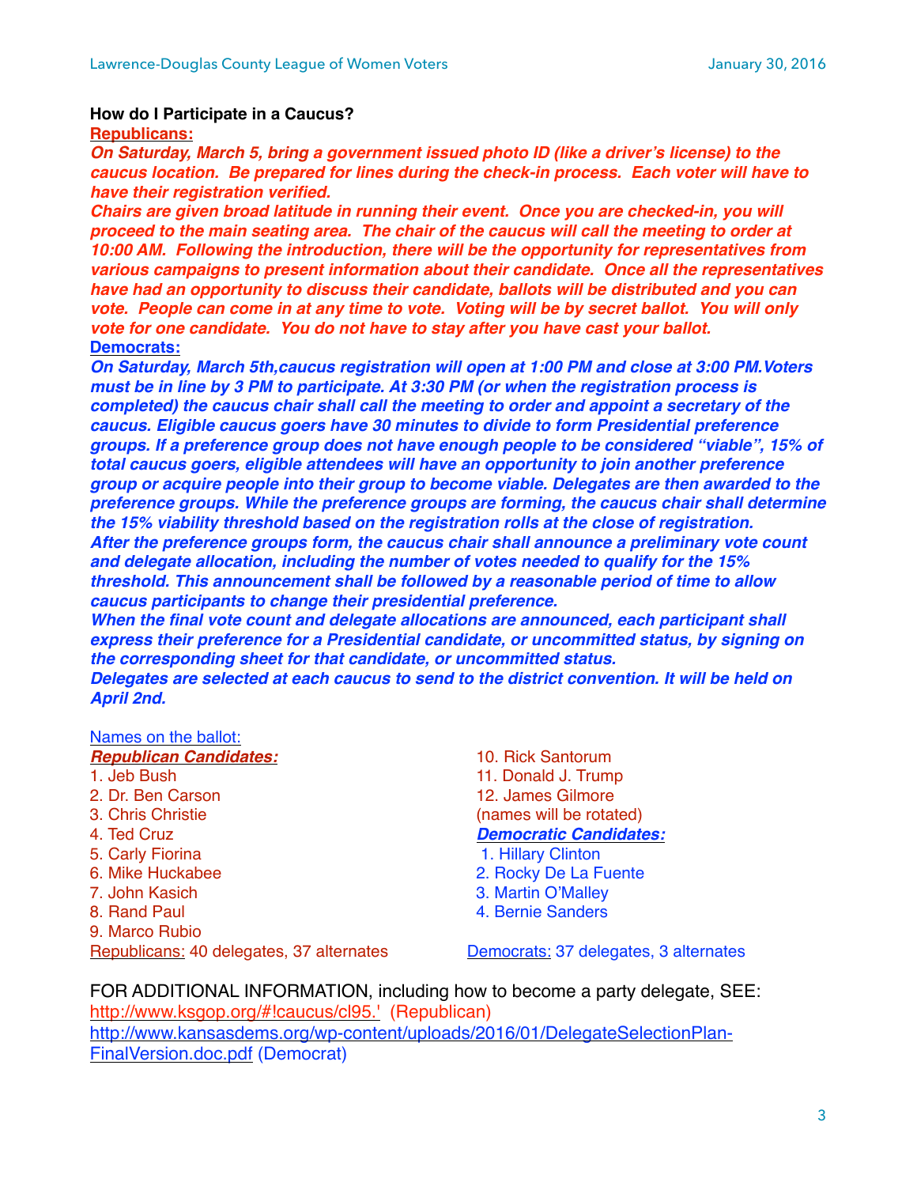**How do I Participate in a Caucus?**

**Republicans:**

***On Saturday, March 5, bring a government issued photo ID (like a driver's license) to the caucus location. Be prepared for lines during the check-in process. Each voter will have to have their registration verified.***

***Chairs are given broad latitude in running their event. Once you are checked-in, you will proceed to the main seating area. The chair of the caucus will call the meeting to order at 10:00 AM. Following the introduction, there will be the opportunity for representatives from various campaigns to present information about their candidate. Once all the representatives have had an opportunity to discuss their candidate, ballots will be distributed and you can vote. People can come in at any time to vote. Voting will be by secret ballot. You will only vote for one candidate. You do not have to stay after you have cast your ballot.***

**Democrats:**

***On Saturday, March 5th,caucus registration will open at 1:00 PM and close at 3:00 PM.Voters must be in line by 3 PM to participate. At 3:30 PM (or when the registration process is completed) the caucus chair shall call the meeting to order and appoint a secretary of the caucus. Eligible caucus goers have 30 minutes to divide to form Presidential preference groups. If a preference group does not have enough people to be considered "viable", 15% of total caucus goers, eligible attendees will have an opportunity to join another preference group or acquire people into their group to become viable. Delegates are then awarded to the preference groups. While the preference groups are forming, the caucus chair shall determine the 15% viability threshold based on the registration rolls at the close of registration.***

***After the preference groups form, the caucus chair shall announce a preliminary vote count and delegate allocation, including the number of votes needed to qualify for the 15% threshold. This announcement shall be followed by a reasonable period of time to allow caucus participants to change their presidential preference.***

***When the final vote count and delegate allocations are announced, each participant shall express their preference for a Presidential candidate, or uncommitted status, by signing on the corresponding sheet for that candidate, or uncommitted status.***

***Delegates are selected at each caucus to send to the district convention. It will be held on April 2nd.***

Names on the ballot:

***Republican Candidates:***

1. Jeb Bush
2. Dr. Ben Carson
3. Chris Christie
4. Ted Cruz
5. Carly Fiorina
6. Mike Huckabee
7. John Kasich
8. Rand Paul
9. Marco Rubio
10. Rick Santorum
11. Donald J. Trump
12. James Gilmore

(names will be rotated)

***Democratic Candidates:***

1. Hillary Clinton
2. Rocky De La Fuente
3. Martin O'Malley
4. Bernie Sanders

Republicans: 40 delegates, 37 alternates

Democrats: 37 delegates, 3 alternates

FOR ADDITIONAL INFORMATION, including how to become a party delegate, SEE:

http://www.ksgop.org/#!caucus/cl95.' (Republican)

http://www.kansasdems.org/wp-content/uploads/2016/01/DelegateSelectionPlan-FinalVersion.doc.pdf (Democrat)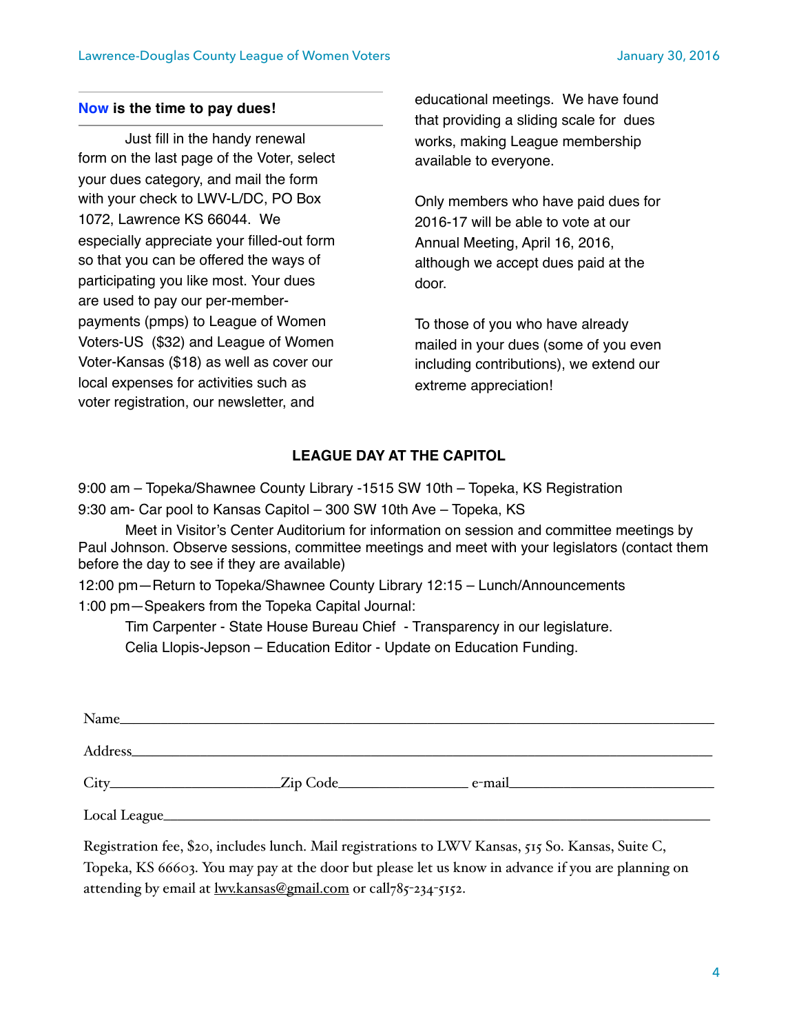## **Now is the time to pay dues!**

Just fill in the handy renewal form on the last page of the Voter, select your dues category, and mail the form with your check to LWV-L/DC, PO Box 1072, Lawrence KS 66044. We especially appreciate your filled-out form so that you can be offered the ways of participating you like most. Your dues are used to pay our per-member-payments (pmps) to League of Women Voters-US ($32) and League of Women Voter-Kansas ($18) as well as cover our local expenses for activities such as voter registration, our newsletter, and educational meetings. We have found that providing a sliding scale for dues works, making League membership available to everyone.

Only members who have paid dues for 2016-17 will be able to vote at our Annual Meeting, April 16, 2016, although we accept dues paid at the door.

To those of you who have already mailed in your dues (some of you even including contributions), we extend our extreme appreciation!

## **LEAGUE DAY AT THE CAPITOL**

9:00 am – Topeka/Shawnee County Library -1515 SW 10th – Topeka, KS Registration

9:30 am- Car pool to Kansas Capitol – 300 SW 10th Ave – Topeka, KS

Meet in Visitor's Center Auditorium for information on session and committee meetings by Paul Johnson. Observe sessions, committee meetings and meet with your legislators (contact them before the day to see if they are available)

12:00 pm—Return to Topeka/Shawnee County Library 12:15 – Lunch/Announcements

1:00 pm—Speakers from the Topeka Capital Journal:

Tim Carpenter - State House Bureau Chief - Transparency in our legislature.

Celia Llopis-Jepson – Education Editor - Update on Education Funding.

Name\_\_\_\_\_\_\_\_\_\_\_\_\_\_\_\_\_\_\_\_\_\_\_\_\_\_\_\_\_\_\_\_\_\_\_\_\_\_\_\_\_\_\_\_\_\_\_\_

Address\_\_\_\_\_\_\_\_\_\_\_\_\_\_\_\_\_\_\_\_\_\_\_\_\_\_\_\_\_\_\_\_\_\_\_\_\_\_\_\_\_\_\_\_\_\_

City\_\_\_\_\_\_\_\_\_\_\_\_\_\_\_\_Zip Code\_\_\_\_\_\_\_\_\_\_\_\_ e-mail\_\_\_\_\_\_\_\_\_\_\_\_\_\_\_\_\_\_\_\_

Local League\_\_\_\_\_\_\_\_\_\_\_\_\_\_\_\_\_\_\_\_\_\_\_\_\_\_\_\_\_\_\_\_\_\_\_\_\_\_\_\_\_\_\_\_

Registration fee, $20, includes lunch. Mail registrations to LWV Kansas, 515 So. Kansas, Suite C, Topeka, KS 66603. You may pay at the door but please let us know in advance if you are planning on attending by email at lwv.kansas@gmail.com or call785-234-5152.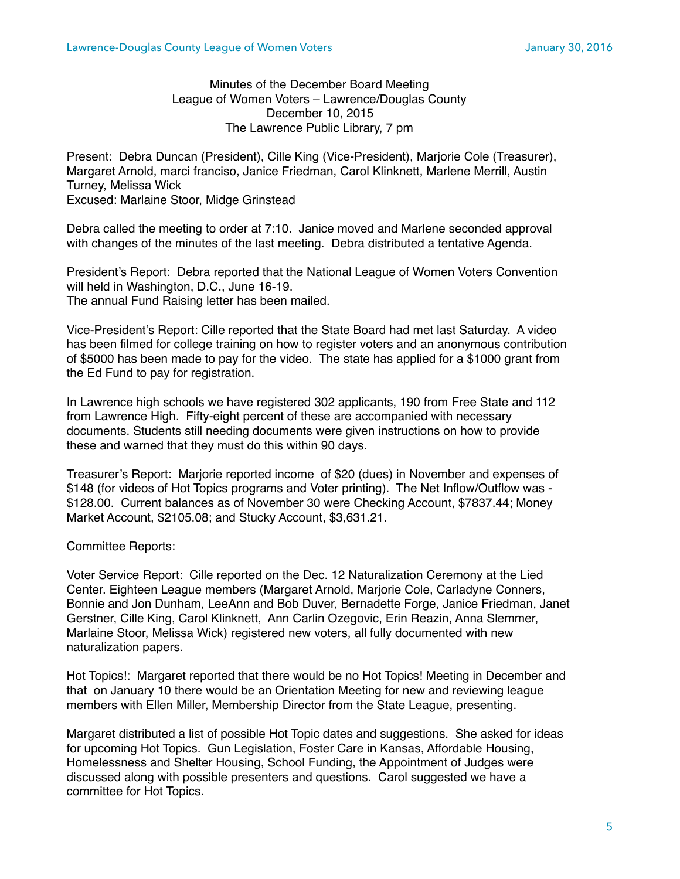Minutes of the December Board Meeting
League of Women Voters – Lawrence/Douglas County
December 10, 2015
The Lawrence Public Library, 7 pm

Present: Debra Duncan (President), Cille King (Vice-President), Marjorie Cole (Treasurer), Margaret Arnold, marci franciso, Janice Friedman, Carol Klinknett, Marlene Merrill, Austin Turney, Melissa Wick
Excused: Marlaine Stoor, Midge Grinstead

Debra called the meeting to order at 7:10. Janice moved and Marlene seconded approval with changes of the minutes of the last meeting. Debra distributed a tentative Agenda.

President's Report: Debra reported that the National League of Women Voters Convention will held in Washington, D.C., June 16-19.
The annual Fund Raising letter has been mailed.

Vice-President's Report: Cille reported that the State Board had met last Saturday. A video has been filmed for college training on how to register voters and an anonymous contribution of $5000 has been made to pay for the video. The state has applied for a $1000 grant from the Ed Fund to pay for registration.

In Lawrence high schools we have registered 302 applicants, 190 from Free State and 112 from Lawrence High. Fifty-eight percent of these are accompanied with necessary documents. Students still needing documents were given instructions on how to provide these and warned that they must do this within 90 days.

Treasurer's Report: Marjorie reported income of $20 (dues) in November and expenses of $148 (for videos of Hot Topics programs and Voter printing). The Net Inflow/Outflow was -$128.00. Current balances as of November 30 were Checking Account, $7837.44; Money Market Account, $2105.08; and Stucky Account, $3,631.21.

Committee Reports:

Voter Service Report: Cille reported on the Dec. 12 Naturalization Ceremony at the Lied Center. Eighteen League members (Margaret Arnold, Marjorie Cole, Carladyne Conners, Bonnie and Jon Dunham, LeeAnn and Bob Duver, Bernadette Forge, Janice Friedman, Janet Gerstner, Cille King, Carol Klinknett, Ann Carlin Ozegovic, Erin Reazin, Anna Slemmer, Marlaine Stoor, Melissa Wick) registered new voters, all fully documented with new naturalization papers.

Hot Topics!: Margaret reported that there would be no Hot Topics! Meeting in December and that on January 10 there would be an Orientation Meeting for new and reviewing league members with Ellen Miller, Membership Director from the State League, presenting.

Margaret distributed a list of possible Hot Topic dates and suggestions. She asked for ideas for upcoming Hot Topics. Gun Legislation, Foster Care in Kansas, Affordable Housing, Homelessness and Shelter Housing, School Funding, the Appointment of Judges were discussed along with possible presenters and questions. Carol suggested we have a committee for Hot Topics.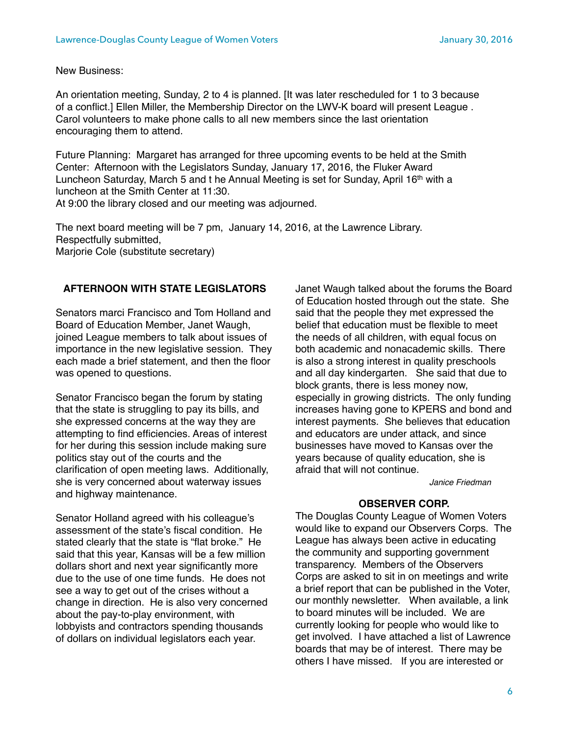New Business:

An orientation meeting, Sunday, 2 to 4 is planned. [It was later rescheduled for 1 to 3 because of a conflict.] Ellen Miller, the Membership Director on the LWV-K board will present League . Carol volunteers to make phone calls to all new members since the last orientation encouraging them to attend.

Future Planning: Margaret has arranged for three upcoming events to be held at the Smith Center: Afternoon with the Legislators Sunday, January 17, 2016, the Fluker Award Luncheon Saturday, March 5 and t he Annual Meeting is set for Sunday, April 16th with a luncheon at the Smith Center at 11:30.
At 9:00 the library closed and our meeting was adjourned.

The next board meeting will be 7 pm, January 14, 2016, at the Lawrence Library.
Respectfully submitted,
Marjorie Cole (substitute secretary)

### AFTERNOON WITH STATE LEGISLATORS

Senators marci Francisco and Tom Holland and Board of Education Member, Janet Waugh, joined League members to talk about issues of importance in the new legislative session. They each made a brief statement, and then the floor was opened to questions.

Senator Francisco began the forum by stating that the state is struggling to pay its bills, and she expressed concerns at the way they are attempting to find efficiencies. Areas of interest for her during this session include making sure politics stay out of the courts and the clarification of open meeting laws. Additionally, she is very concerned about waterway issues and highway maintenance.

Senator Holland agreed with his colleague's assessment of the state's fiscal condition. He stated clearly that the state is "flat broke." He said that this year, Kansas will be a few million dollars short and next year significantly more due to the use of one time funds. He does not see a way to get out of the crises without a change in direction. He is also very concerned about the pay-to-play environment, with lobbyists and contractors spending thousands of dollars on individual legislators each year.

Janet Waugh talked about the forums the Board of Education hosted through out the state. She said that the people they met expressed the belief that education must be flexible to meet the needs of all children, with equal focus on both academic and nonacademic skills. There is also a strong interest in quality preschools and all day kindergarten. She said that due to block grants, there is less money now, especially in growing districts. The only funding increases having gone to KPERS and bond and interest payments. She believes that education and educators are under attack, and since businesses have moved to Kansas over the years because of quality education, she is afraid that will not continue.

*Janice Friedman*

### OBSERVER CORP.

The Douglas County League of Women Voters would like to expand our Observers Corps. The League has always been active in educating the community and supporting government transparency. Members of the Observers Corps are asked to sit in on meetings and write a brief report that can be published in the Voter, our monthly newsletter. When available, a link to board minutes will be included. We are currently looking for people who would like to get involved. I have attached a list of Lawrence boards that may be of interest. There may be others I have missed. If you are interested or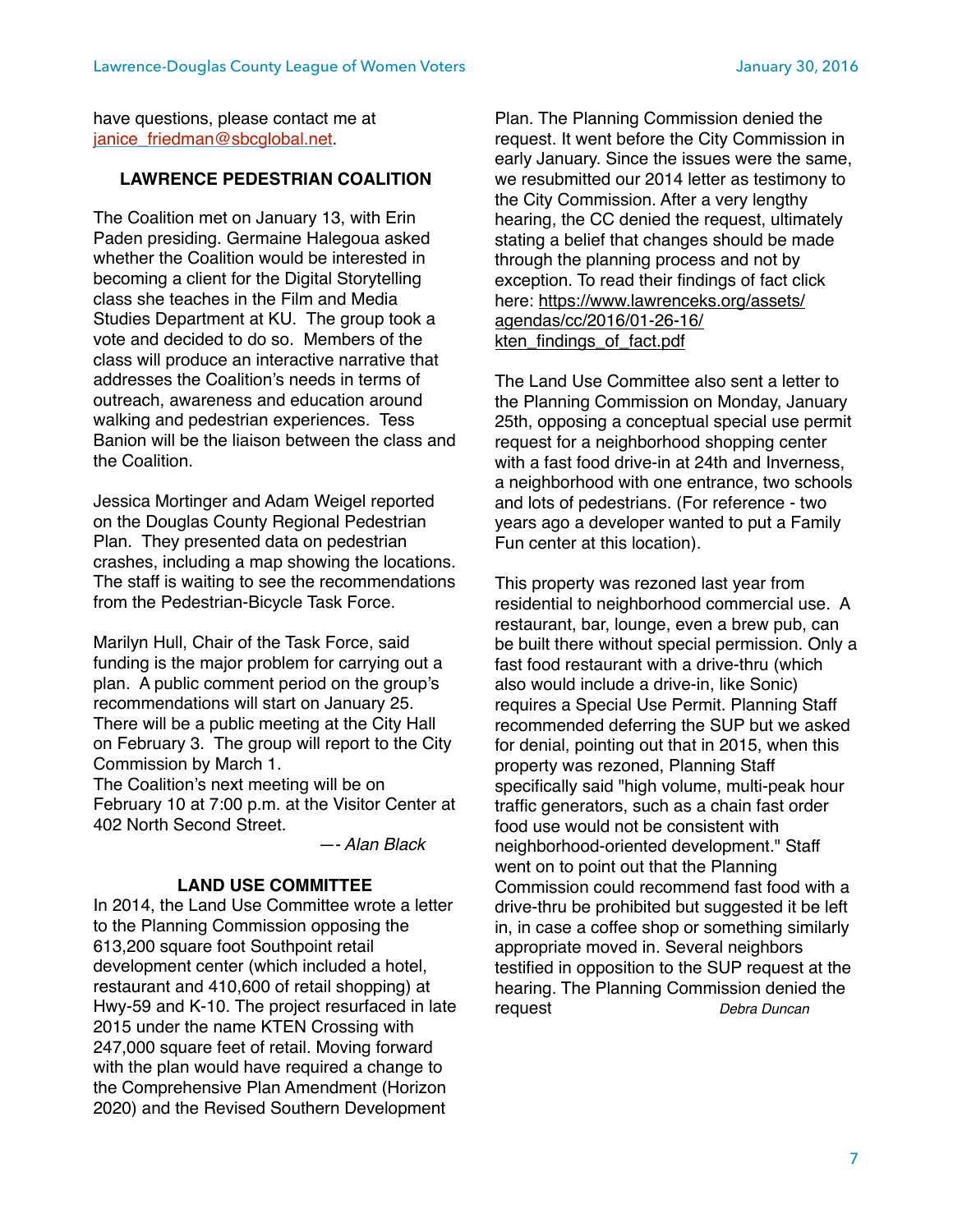have questions, please contact me at janice_friedman@sbcglobal.net.

## LAWRENCE PEDESTRIAN COALITION

The Coalition met on January 13, with Erin Paden presiding. Germaine Halegoua asked whether the Coalition would be interested in becoming a client for the Digital Storytelling class she teaches in the Film and Media Studies Department at KU. The group took a vote and decided to do so. Members of the class will produce an interactive narrative that addresses the Coalition's needs in terms of outreach, awareness and education around walking and pedestrian experiences. Tess Banion will be the liaison between the class and the Coalition.

Jessica Mortinger and Adam Weigel reported on the Douglas County Regional Pedestrian Plan. They presented data on pedestrian crashes, including a map showing the locations. The staff is waiting to see the recommendations from the Pedestrian-Bicycle Task Force.

Marilyn Hull, Chair of the Task Force, said funding is the major problem for carrying out a plan. A public comment period on the group's recommendations will start on January 25. There will be a public meeting at the City Hall on February 3. The group will report to the City Commission by March 1.

The Coalition's next meeting will be on February 10 at 7:00 p.m. at the Visitor Center at 402 North Second Street.

*—- Alan Black*

## LAND USE COMMITTEE

In 2014, the Land Use Committee wrote a letter to the Planning Commission opposing the 613,200 square foot Southpoint retail development center (which included a hotel, restaurant and 410,600 of retail shopping) at Hwy-59 and K-10. The project resurfaced in late 2015 under the name KTEN Crossing with 247,000 square feet of retail. Moving forward with the plan would have required a change to the Comprehensive Plan Amendment (Horizon 2020) and the Revised Southern Development Plan. The Planning Commission denied the request. It went before the City Commission in early January. Since the issues were the same, we resubmitted our 2014 letter as testimony to the City Commission. After a very lengthy hearing, the CC denied the request, ultimately stating a belief that changes should be made through the planning process and not by exception. To read their findings of fact click here: https://www.lawrenceks.org/assets/agendas/cc/2016/01-26-16/kten_findings_of_fact.pdf

The Land Use Committee also sent a letter to the Planning Commission on Monday, January 25th, opposing a conceptual special use permit request for a neighborhood shopping center with a fast food drive-in at 24th and Inverness, a neighborhood with one entrance, two schools and lots of pedestrians. (For reference - two years ago a developer wanted to put a Family Fun center at this location).

This property was rezoned last year from residential to neighborhood commercial use. A restaurant, bar, lounge, even a brew pub, can be built there without special permission. Only a fast food restaurant with a drive-thru (which also would include a drive-in, like Sonic) requires a Special Use Permit. Planning Staff recommended deferring the SUP but we asked for denial, pointing out that in 2015, when this property was rezoned, Planning Staff specifically said "high volume, multi-peak hour traffic generators, such as a chain fast order food use would not be consistent with neighborhood-oriented development." Staff went on to point out that the Planning Commission could recommend fast food with a drive-thru be prohibited but suggested it be left in, in case a coffee shop or something similarly appropriate moved in. Several neighbors testified in opposition to the SUP request at the hearing. The Planning Commission denied the request

*Debra Duncan*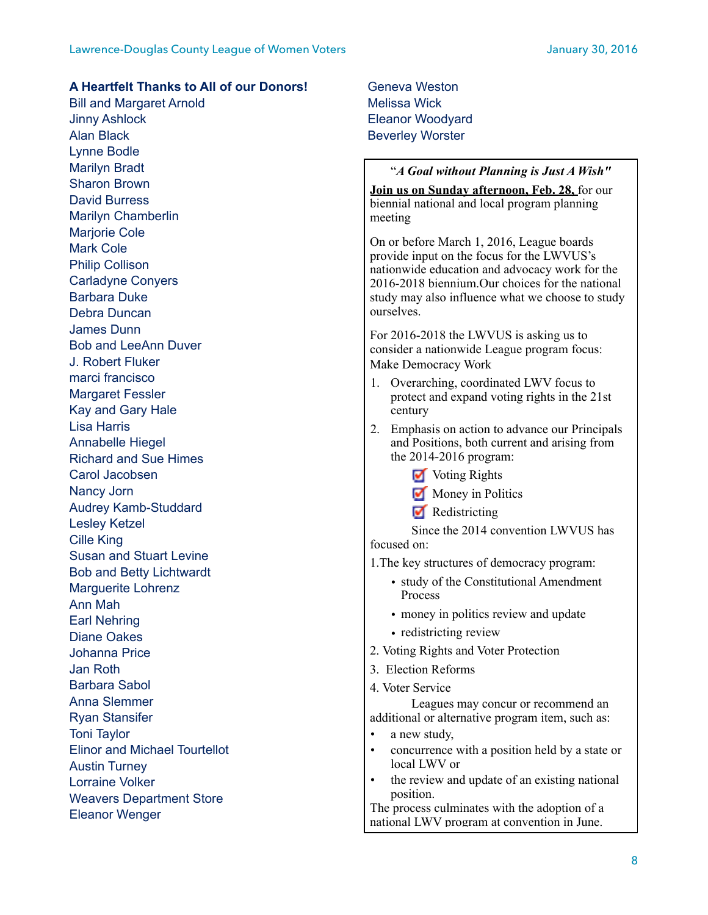## A Heartfelt Thanks to All of our Donors!

Bill and Margaret Arnold
Jinny Ashlock
Alan Black
Lynne Bodle
Marilyn Bradt
Sharon Brown
David Burress
Marilyn Chamberlin
Marjorie Cole
Mark Cole
Philip Collison
Carladyne Conyers
Barbara Duke
Debra Duncan
James Dunn
Bob and LeeAnn Duver
J. Robert Fluker
marci francisco
Margaret Fessler
Kay and Gary Hale
Lisa Harris
Annabelle Hiegel
Richard and Sue Himes
Carol Jacobsen
Nancy Jorn
Audrey Kamb-Studdard
Lesley Ketzel
Cille King
Susan and Stuart Levine
Bob and Betty Lichtwardt
Marguerite Lohrenz
Ann Mah
Earl Nehring
Diane Oakes
Johanna Price
Jan Roth
Barbara Sabol
Anna Slemmer
Ryan Stansifer
Toni Taylor
Elinor and Michael Tourtellot
Austin Turney
Lorraine Volker
Weavers Department Store
Eleanor Wenger
Geneva Weston
Melissa Wick
Eleanor Woodyard
Beverley Worster

### "*A Goal without Planning is Just A Wish"*

**Join us on Sunday afternoon, Feb. 28,** for our biennial national and local program planning meeting

On or before March 1, 2016, League boards provide input on the focus for the LWVUS's nationwide education and advocacy work for the 2016-2018 biennium.Our choices for the national study may also influence what we choose to study ourselves.

For 2016-2018 the LWVUS is asking us to consider a nationwide League program focus: Make Democracy Work

1. Overarching, coordinated LWV focus to protect and expand voting rights in the 21st century
2. Emphasis on action to advance our Principals and Positions, both current and arising from the 2014-2016 program:
   - ☑ Voting Rights
   - ☑ Money in Politics
   - ☑ Redistricting

Since the 2014 convention LWVUS has focused on:

1.The key structures of democracy program:
   - study of the Constitutional Amendment Process
   - money in politics review and update
   - redistricting review

2. Voting Rights and Voter Protection
3. Election Reforms
4. Voter Service

Leagues may concur or recommend an additional or alternative program item, such as:

- a new study,
- concurrence with a position held by a state or local LWV or
- the review and update of an existing national position.

The process culminates with the adoption of a national LWV program at convention in June.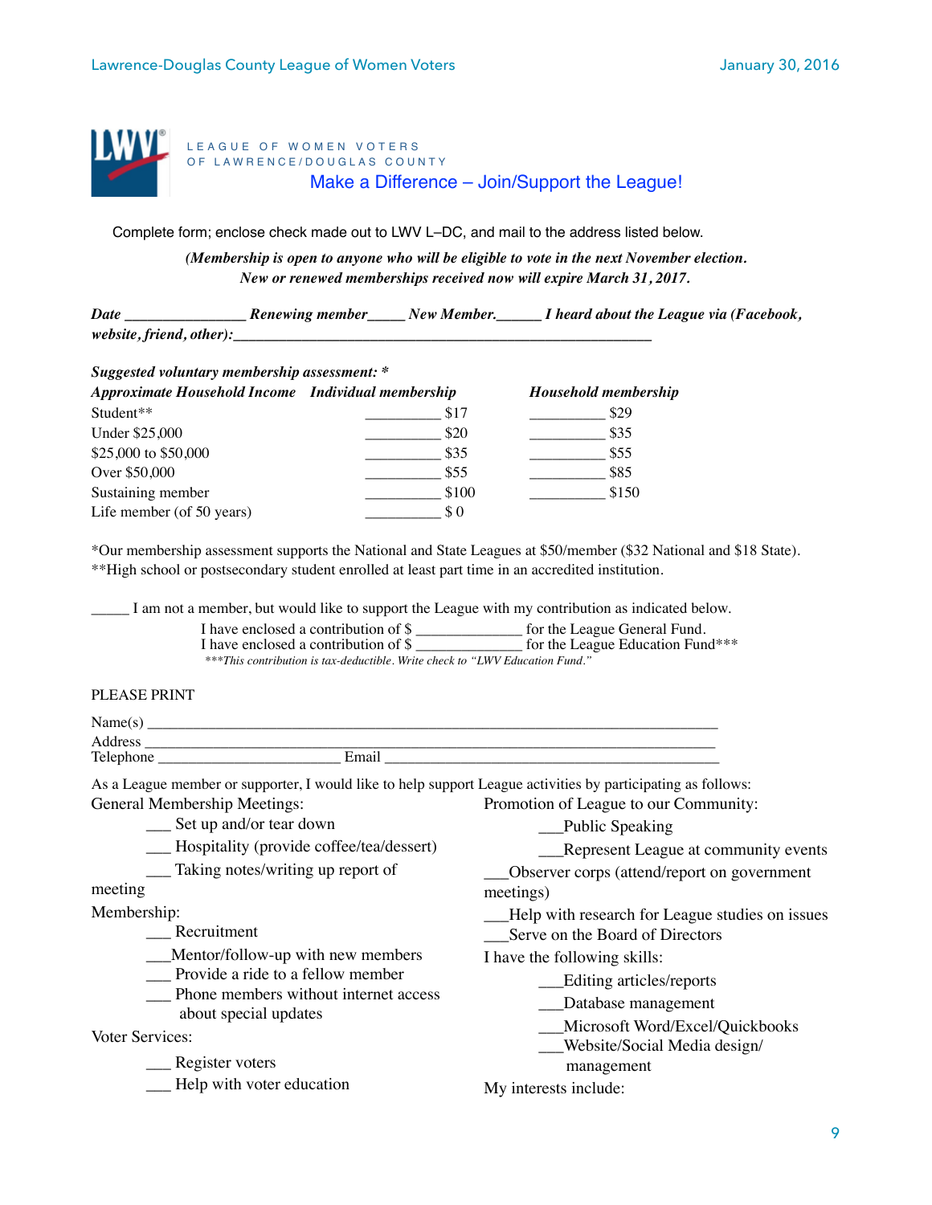LEAGUE OF WOMEN VOTERS
OF LAWRENCE/DOUGLAS COUNTY

## Make a Difference – Join/Support the League!

Complete form; enclose check made out to LWV L–DC, and mail to the address listed below.

*(Membership is open to anyone who will be eligible to vote in the next November election. New or renewed memberships received now will expire March 31, 2017.*

*Date* _______________ *Renewing member*_____ *New Member.*______ *I heard about the League via (Facebook, website, friend, other):*_______________________________________________________

*Suggested voluntary membership assessment: **

| *Approximate Household Income* | *Individual membership* | *Household membership* |
|---|---|---|
| Student** | __________ $17 | __________ $29 |
| Under $25,000 | __________ $20 | __________ $35 |
| $25,000 to $50,000 | __________ $35 | __________ $55 |
| Over $50,000 | __________ $55 | __________ $85 |
| Sustaining member | __________ $100 | __________ $150 |
| Life member (of 50 years) | __________ $ 0 | |

*Our membership assessment supports the National and State Leagues at $50/member ($32 National and $18 State).
**High school or postsecondary student enrolled at least part time in an accredited institution.

_____ I am not a member, but would like to support the League with my contribution as indicated below.

I have enclosed a contribution of $ _____________ for the League General Fund.
I have enclosed a contribution of $ _____________ for the League Education Fund***

****This contribution is tax-deductible. Write check to "LWV Education Fund."*

PLEASE PRINT

Name(s) ___________________________________________________________________________
Address ___________________________________________________________________________
Telephone ______________________ Email ______________________________________________

As a League member or supporter, I would like to help support League activities by participating as follows:

General Membership Meetings:
- ___ Set up and/or tear down
- ___ Hospitality (provide coffee/tea/dessert)
- ___ Taking notes/writing up report of meeting

Membership:
- ___ Recruitment
- ___Mentor/follow-up with new members
- ___ Provide a ride to a fellow member
- ___ Phone members without internet access about special updates

Voter Services:
- ___ Register voters
- ___ Help with voter education

Promotion of League to our Community:
- ___Public Speaking
- ___Represent League at community events

___Observer corps (attend/report on government meetings)

___Help with research for League studies on issues

___Serve on the Board of Directors

I have the following skills:
- ___Editing articles/reports
- ___Database management
- ___Microsoft Word/Excel/Quickbooks
- ___Website/Social Media design/ management

My interests include: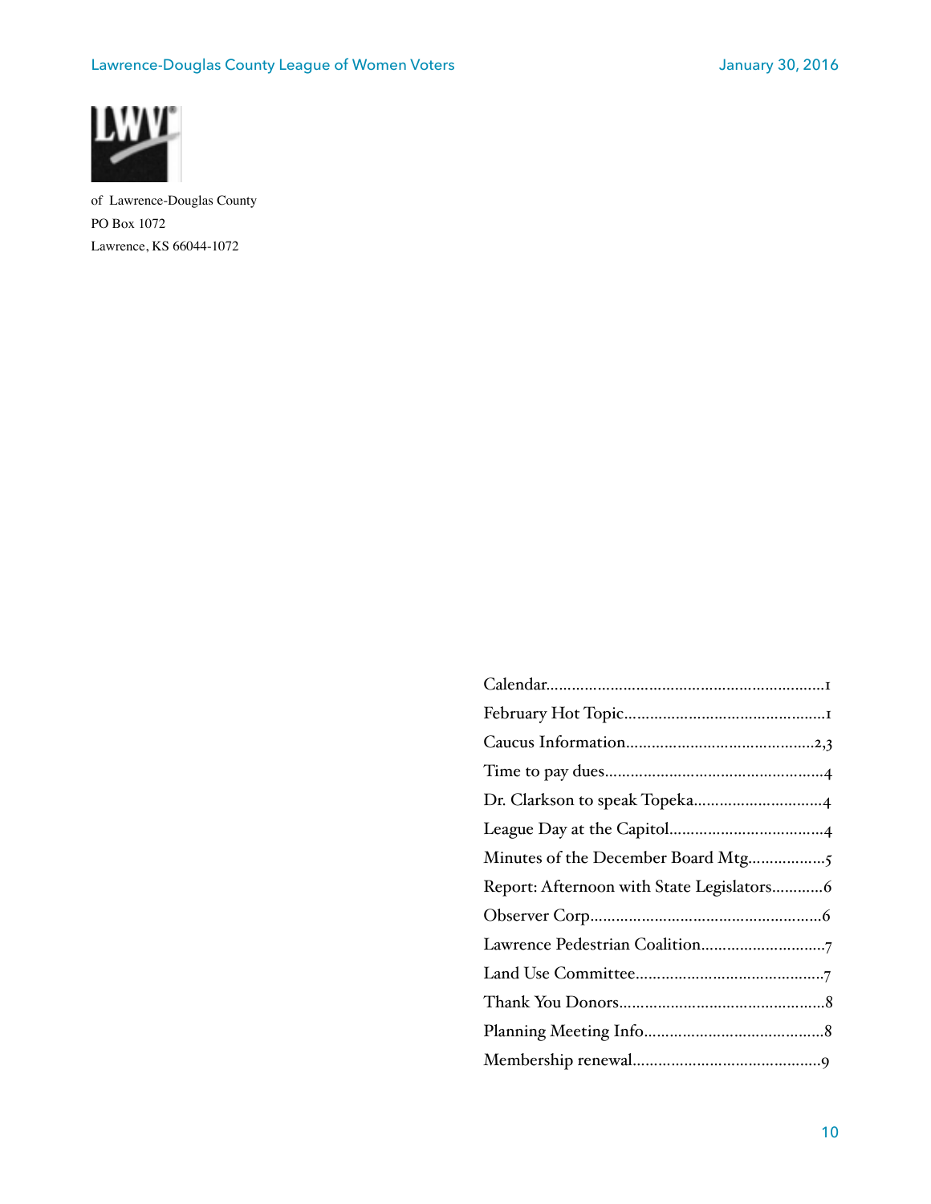of Lawrence-Douglas County
PO Box 1072
Lawrence, KS 66044-1072

Calendar......................................................................1
February Hot Topic..................................................1
Caucus Information.............................................2,3
Time to pay dues......................................................4
Dr. Clarkson to speak Topeka................................4
League Day at the Capitol.......................................4
Minutes of the December Board Mtg....................5
Report: Afternoon with State Legislators.............6
Observer Corp.........................................................6
Lawrence Pedestrian Coalition..............................7
Land Use Committee...............................................7
Thank You Donors...................................................8
Planning Meeting Info.............................................8
Membership renewal...............................................9